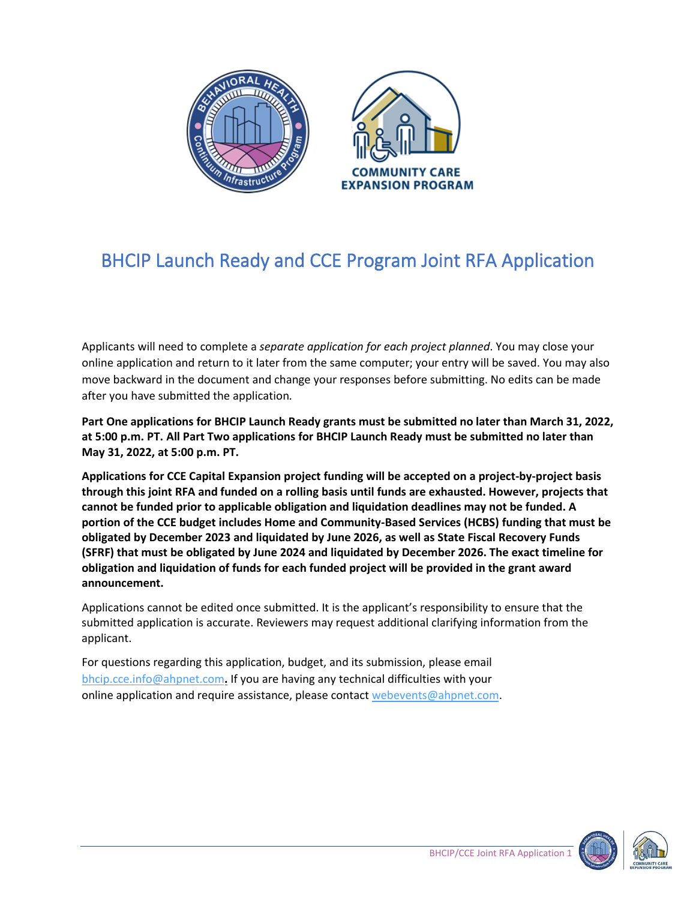# BHCIP Launch Ready and CCE Program Joint RFA Application

Applicants will need to complete a *separate application for each project planned*. You may close your online application and return to it later from the same computer; your entry will be saved. You may also move backward in the document and change your responses before submitting. No edits can be made after you have submitted the application.

**Part One applications for BHCIP Launch Ready grants must be submitted no later than March 31, 2022, at 5:00 p.m. PT. All Part Two applications for BHCIP Launch Ready must be submitted no later than May 31, 2022, at 5:00 p.m. PT.**

**Applications for CCE Capital Expansion project funding will be accepted on a project-by-project basis through this joint RFA and funded on a rolling basis until funds are exhausted. However, projects that cannot be funded prior to applicable obligation and liquidation deadlines may not be funded. A portion of the CCE budget includes Home and Community-Based Services (HCBS) funding that must be obligated by December 2023 and liquidated by June 2026, as well as State Fiscal Recovery Funds (SFRF) that must be obligated by June 2024 and liquidated by December 2026. The exact timeline for obligation and liquidation of funds for each funded project will be provided in the grant award announcement.**

Applications cannot be edited once submitted. It is the applicant's responsibility to ensure that the submitted application is accurate. Reviewers may request additional clarifying information from the applicant.

For questions regarding this application, budget, and its submission, please email bhcip.cce.info@ahpnet.com. If you are having any technical difficulties with your online application and require assistance, please contact webevents@ahpnet.com.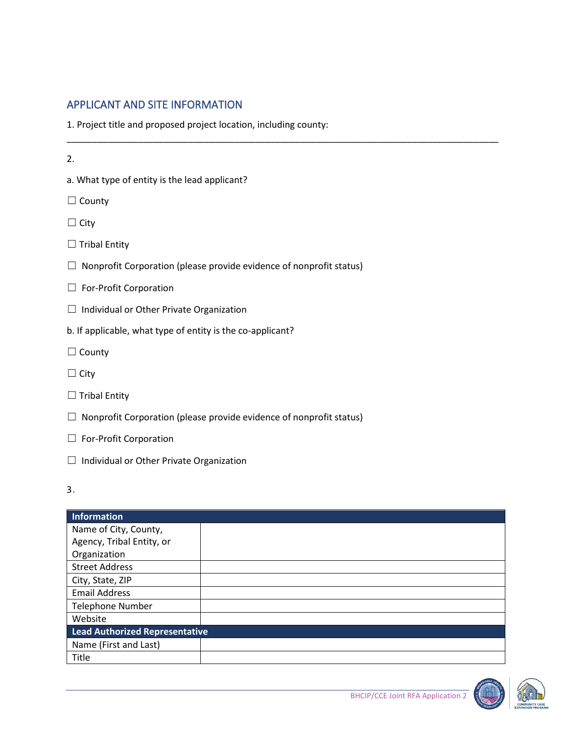## APPLICANT AND SITE INFORMATION

1. Project title and proposed project location, including county:

_______________________________________________________________________________________

2.

a. What type of entity is the lead applicant?

☐ County

☐ City

☐ Tribal Entity

☐ Nonprofit Corporation (please provide evidence of nonprofit status)

☐ For-Profit Corporation

☐ Individual or Other Private Organization

b. If applicable, what type of entity is the co-applicant?

☐ County

☐ City

☐ Tribal Entity

☐ Nonprofit Corporation (please provide evidence of nonprofit status)

☐ For-Profit Corporation

☐ Individual or Other Private Organization

3.

| **Information** | |
|---|---|
| Name of City, County, Agency, Tribal Entity, or Organization | |
| Street Address | |
| City, State, ZIP | |
| Email Address | |
| Telephone Number | |
| Website | |
| **Lead Authorized Representative** | |
| Name (First and Last) | |
| Title | |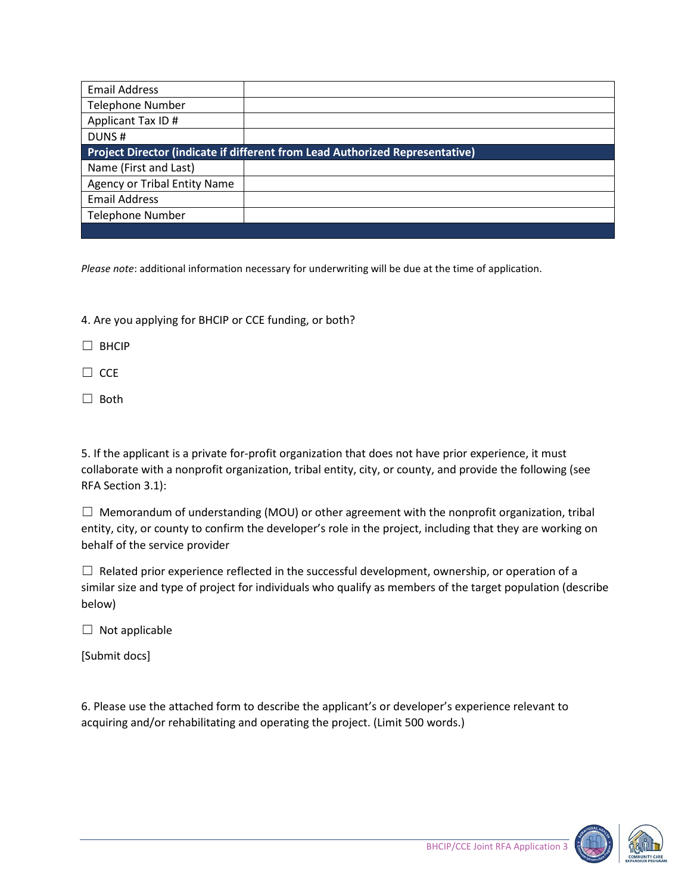| | |
|---|---|
| Email Address | |
| Telephone Number | |
| Applicant Tax ID # | |
| DUNS # | |
| **Project Director (indicate if different from Lead Authorized Representative)** | |
| Name (First and Last) | |
| Agency or Tribal Entity Name | |
| Email Address | |
| Telephone Number | |
| | |

*Please note*: additional information necessary for underwriting will be due at the time of application.

4. Are you applying for BHCIP or CCE funding, or both?

☐ BHCIP

☐ CCE

☐ Both

5. If the applicant is a private for-profit organization that does not have prior experience, it must collaborate with a nonprofit organization, tribal entity, city, or county, and provide the following (see RFA Section 3.1):

☐ Memorandum of understanding (MOU) or other agreement with the nonprofit organization, tribal entity, city, or county to confirm the developer's role in the project, including that they are working on behalf of the service provider

☐ Related prior experience reflected in the successful development, ownership, or operation of a similar size and type of project for individuals who qualify as members of the target population (describe below)

☐ Not applicable

[Submit docs]

6. Please use the attached form to describe the applicant's or developer's experience relevant to acquiring and/or rehabilitating and operating the project. (Limit 500 words.)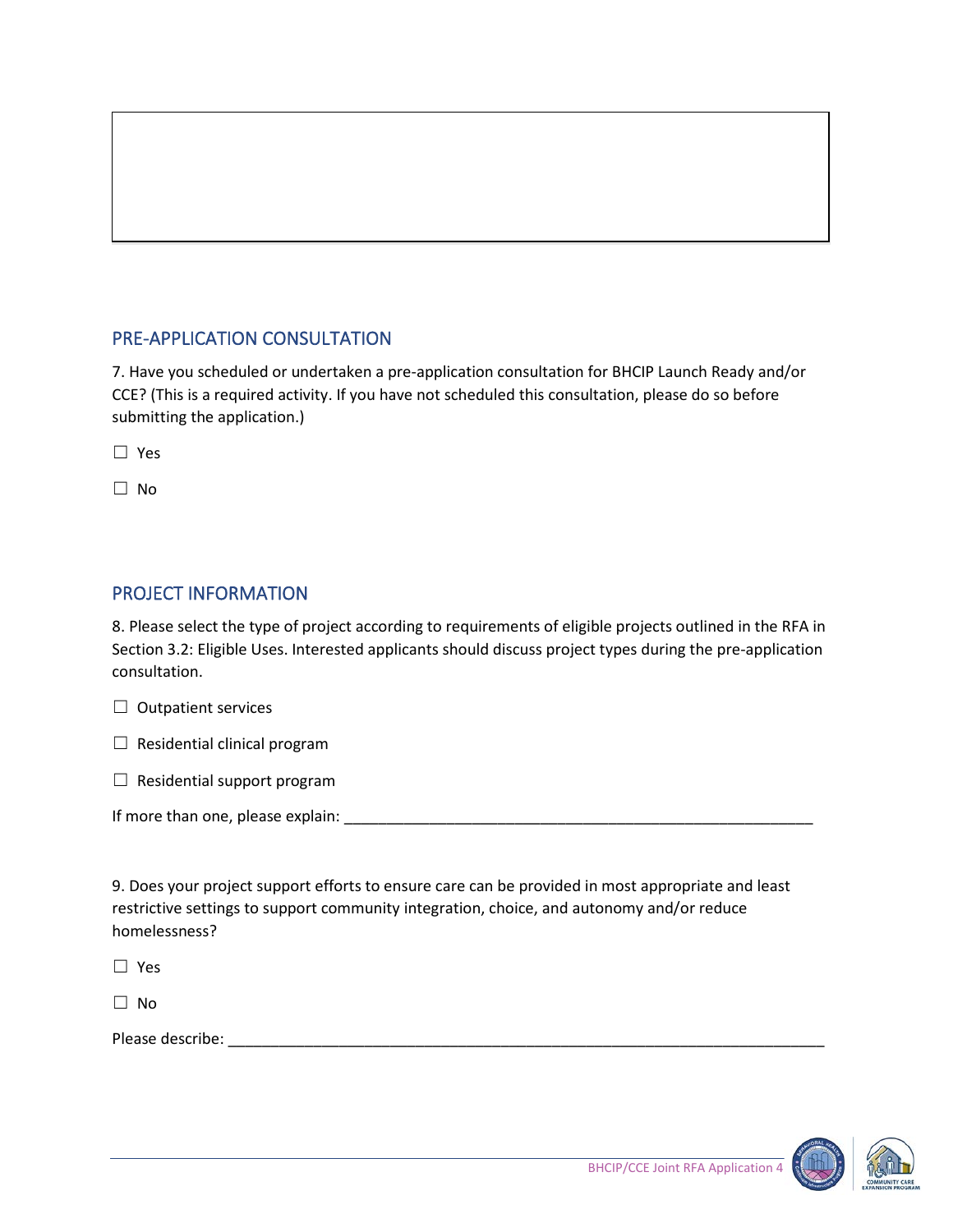## PRE-APPLICATION CONSULTATION

7. Have you scheduled or undertaken a pre-application consultation for BHCIP Launch Ready and/or CCE? (This is a required activity. If you have not scheduled this consultation, please do so before submitting the application.)

☐ Yes

☐ No

## PROJECT INFORMATION

8. Please select the type of project according to requirements of eligible projects outlined in the RFA in Section 3.2: Eligible Uses. Interested applicants should discuss project types during the pre-application consultation.

☐ Outpatient services

☐ Residential clinical program

☐ Residential support program

If more than one, please explain: ___________________________________________________________

9. Does your project support efforts to ensure care can be provided in most appropriate and least restrictive settings to support community integration, choice, and autonomy and/or reduce homelessness?

☐ Yes

☐ No

Please describe: _____________________________________________________________________________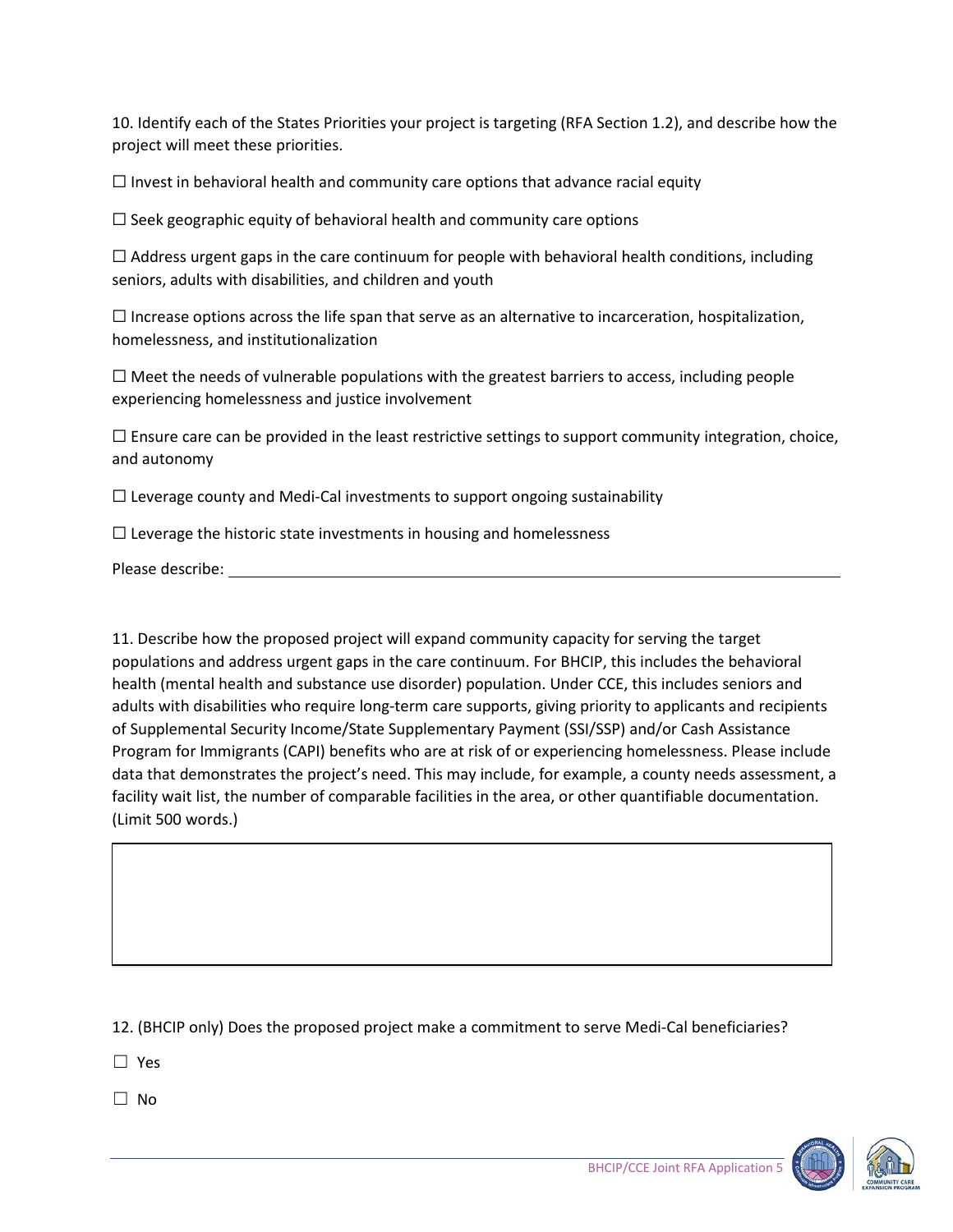10. Identify each of the States Priorities your project is targeting (RFA Section 1.2), and describe how the project will meet these priorities.

☐ Invest in behavioral health and community care options that advance racial equity

☐ Seek geographic equity of behavioral health and community care options

☐ Address urgent gaps in the care continuum for people with behavioral health conditions, including seniors, adults with disabilities, and children and youth

☐ Increase options across the life span that serve as an alternative to incarceration, hospitalization, homelessness, and institutionalization

☐ Meet the needs of vulnerable populations with the greatest barriers to access, including people experiencing homelessness and justice involvement

☐ Ensure care can be provided in the least restrictive settings to support community integration, choice, and autonomy

☐ Leverage county and Medi-Cal investments to support ongoing sustainability

☐ Leverage the historic state investments in housing and homelessness

Please describe: ______________________________________________________________

11. Describe how the proposed project will expand community capacity for serving the target populations and address urgent gaps in the care continuum. For BHCIP, this includes the behavioral health (mental health and substance use disorder) population. Under CCE, this includes seniors and adults with disabilities who require long-term care supports, giving priority to applicants and recipients of Supplemental Security Income/State Supplementary Payment (SSI/SSP) and/or Cash Assistance Program for Immigrants (CAPI) benefits who are at risk of or experiencing homelessness. Please include data that demonstrates the project's need. This may include, for example, a county needs assessment, a facility wait list, the number of comparable facilities in the area, or other quantifiable documentation. (Limit 500 words.)

| |
|---|
| |

12. (BHCIP only) Does the proposed project make a commitment to serve Medi-Cal beneficiaries?

☐ Yes

☐ No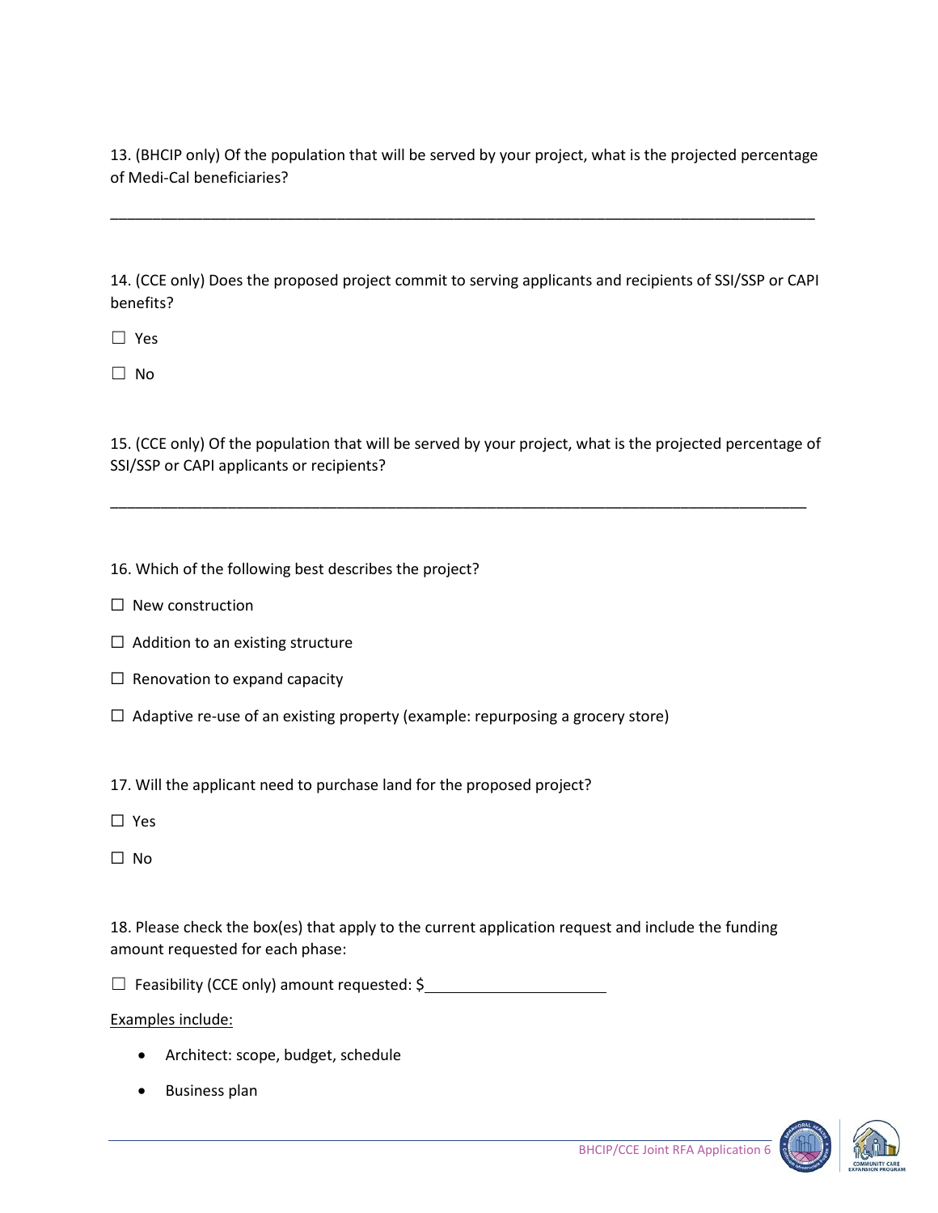13. (BHCIP only) Of the population that will be served by your project, what is the projected percentage of Medi-Cal beneficiaries?

_______________________________________________________________________________________

14. (CCE only) Does the proposed project commit to serving applicants and recipients of SSI/SSP or CAPI benefits?

☐ Yes

☐ No

15. (CCE only) Of the population that will be served by your project, what is the projected percentage of SSI/SSP or CAPI applicants or recipients?

_______________________________________________________________________________________

16. Which of the following best describes the project?

☐ New construction

☐ Addition to an existing structure

☐ Renovation to expand capacity

☐ Adaptive re-use of an existing property (example: repurposing a grocery store)

17. Will the applicant need to purchase land for the proposed project?

☐ Yes

☐ No

18. Please check the box(es) that apply to the current application request and include the funding amount requested for each phase:

☐ Feasibility (CCE only) amount requested: $______________________

Examples include:

- Architect: scope, budget, schedule
- Business plan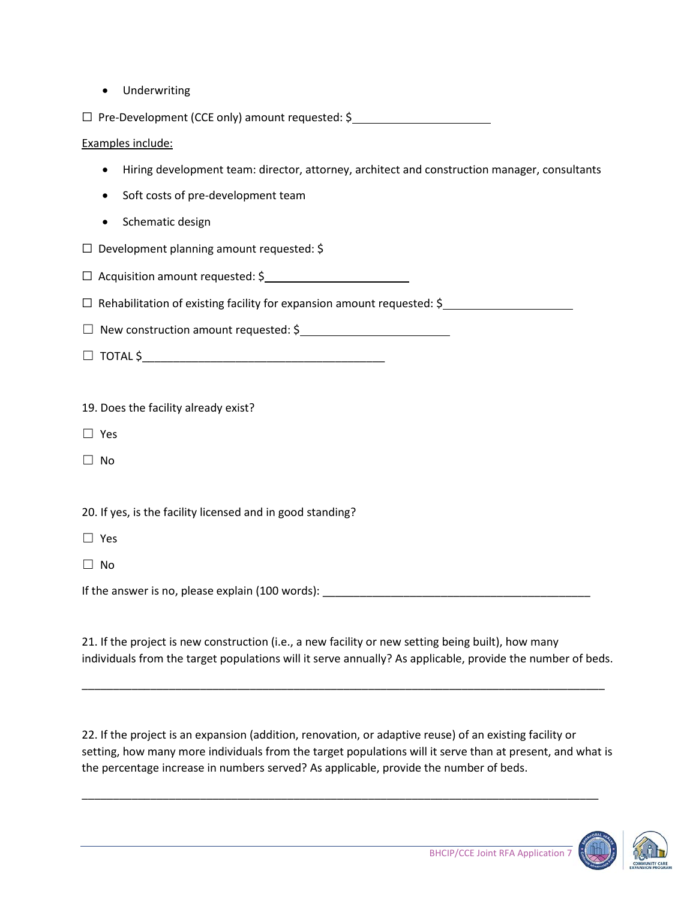- Underwriting

☐ Pre-Development (CCE only) amount requested: $______________________

Examples include:

- Hiring development team: director, attorney, architect and construction manager, consultants
- Soft costs of pre-development team
- Schematic design

☐ Development planning amount requested: $

☐ Acquisition amount requested: $______________________

☐ Rehabilitation of existing facility for expansion amount requested: $______________________

☐ New construction amount requested: $______________________

☐ TOTAL $________________________________________

19. Does the facility already exist?

☐ Yes

☐ No

20. If yes, is the facility licensed and in good standing?

☐ Yes

☐ No

If the answer is no, please explain (100 words): ____________________________________________

21. If the project is new construction (i.e., a new facility or new setting being built), how many individuals from the target populations will it serve annually? As applicable, provide the number of beds.

________________________________________________________________________________________

22. If the project is an expansion (addition, renovation, or adaptive reuse) of an existing facility or setting, how many more individuals from the target populations will it serve than at present, and what is the percentage increase in numbers served? As applicable, provide the number of beds.

________________________________________________________________________________________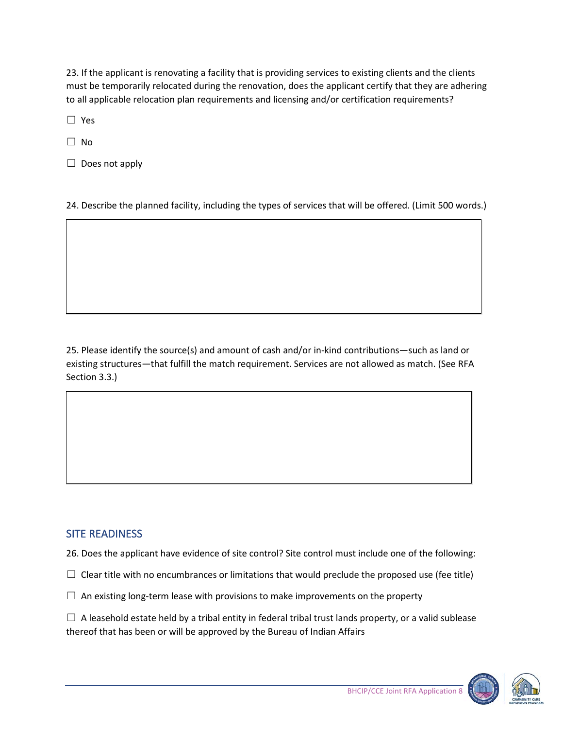23. If the applicant is renovating a facility that is providing services to existing clients and the clients must be temporarily relocated during the renovation, does the applicant certify that they are adhering to all applicable relocation plan requirements and licensing and/or certification requirements?

☐ Yes

☐ No

☐ Does not apply

24. Describe the planned facility, including the types of services that will be offered. (Limit 500 words.)

25. Please identify the source(s) and amount of cash and/or in-kind contributions—such as land or existing structures—that fulfill the match requirement. Services are not allowed as match. (See RFA Section 3.3.)

## SITE READINESS

26. Does the applicant have evidence of site control? Site control must include one of the following:

☐ Clear title with no encumbrances or limitations that would preclude the proposed use (fee title)

☐ An existing long-term lease with provisions to make improvements on the property

☐ A leasehold estate held by a tribal entity in federal tribal trust lands property, or a valid sublease thereof that has been or will be approved by the Bureau of Indian Affairs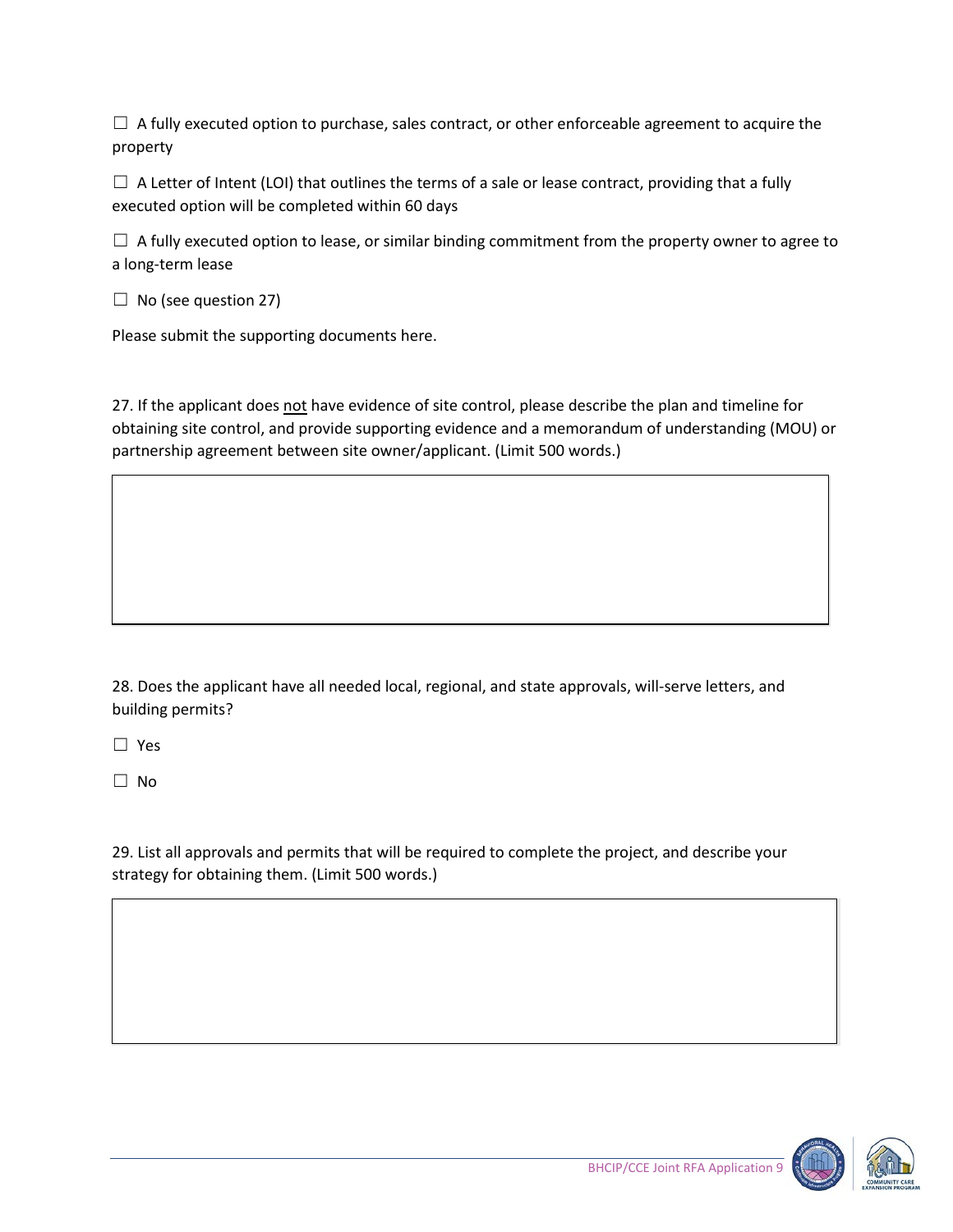☐ A fully executed option to purchase, sales contract, or other enforceable agreement to acquire the property

☐ A Letter of Intent (LOI) that outlines the terms of a sale or lease contract, providing that a fully executed option will be completed within 60 days

☐ A fully executed option to lease, or similar binding commitment from the property owner to agree to a long-term lease

☐ No (see question 27)

Please submit the supporting documents here.

27. If the applicant does <u>not</u> have evidence of site control, please describe the plan and timeline for obtaining site control, and provide supporting evidence and a memorandum of understanding (MOU) or partnership agreement between site owner/applicant. (Limit 500 words.)

| |
|---|
| |

28. Does the applicant have all needed local, regional, and state approvals, will-serve letters, and building permits?

☐ Yes

☐ No

29. List all approvals and permits that will be required to complete the project, and describe your strategy for obtaining them. (Limit 500 words.)

| |
|---|
| |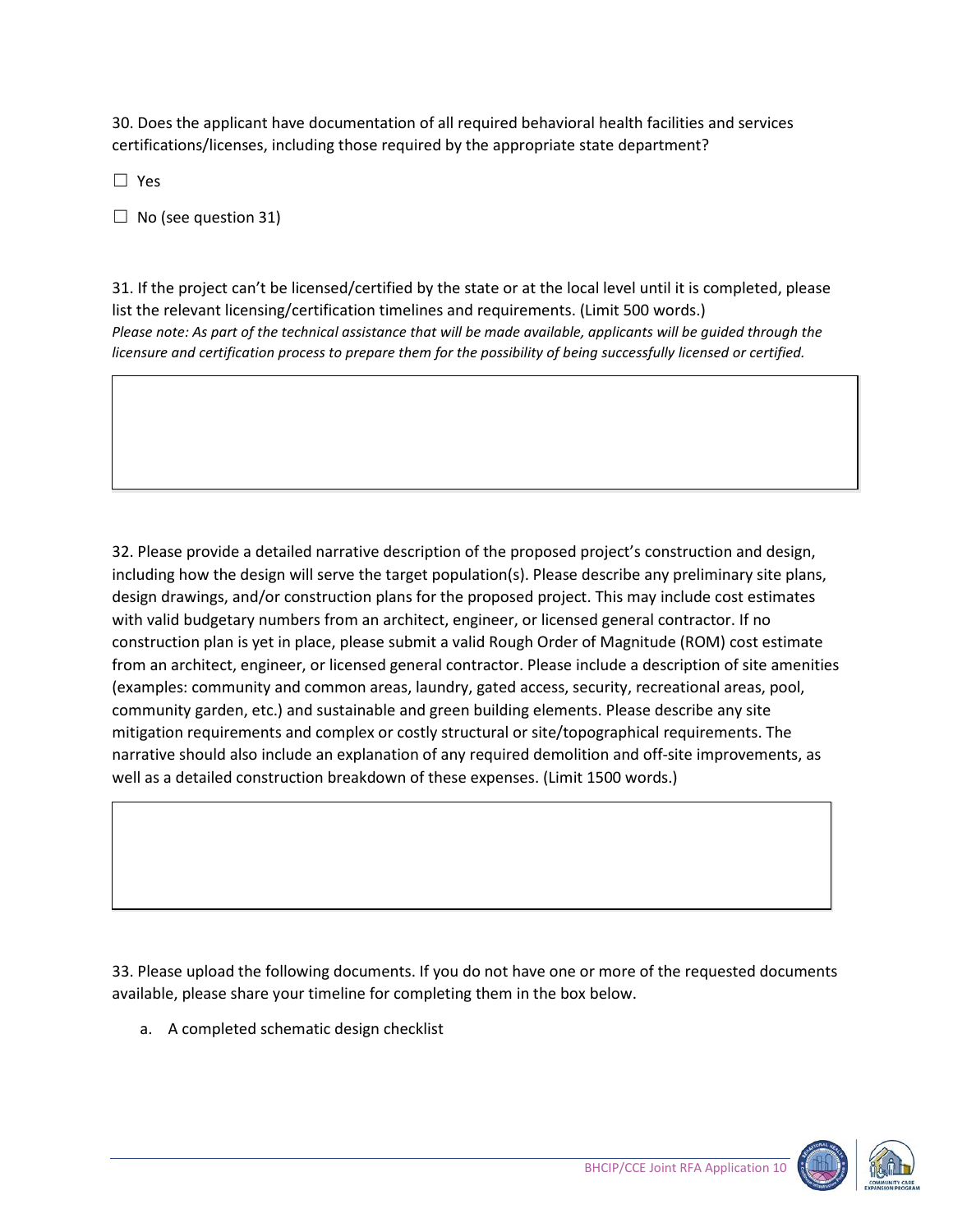30. Does the applicant have documentation of all required behavioral health facilities and services certifications/licenses, including those required by the appropriate state department?

☐ Yes

☐ No (see question 31)

31. If the project can't be licensed/certified by the state or at the local level until it is completed, please list the relevant licensing/certification timelines and requirements. (Limit 500 words.)
*Please note: As part of the technical assistance that will be made available, applicants will be guided through the licensure and certification process to prepare them for the possibility of being successfully licensed or certified.*

32. Please provide a detailed narrative description of the proposed project's construction and design, including how the design will serve the target population(s). Please describe any preliminary site plans, design drawings, and/or construction plans for the proposed project. This may include cost estimates with valid budgetary numbers from an architect, engineer, or licensed general contractor. If no construction plan is yet in place, please submit a valid Rough Order of Magnitude (ROM) cost estimate from an architect, engineer, or licensed general contractor. Please include a description of site amenities (examples: community and common areas, laundry, gated access, security, recreational areas, pool, community garden, etc.) and sustainable and green building elements. Please describe any site mitigation requirements and complex or costly structural or site/topographical requirements. The narrative should also include an explanation of any required demolition and off-site improvements, as well as a detailed construction breakdown of these expenses. (Limit 1500 words.)

33. Please upload the following documents. If you do not have one or more of the requested documents available, please share your timeline for completing them in the box below.

a. A completed schematic design checklist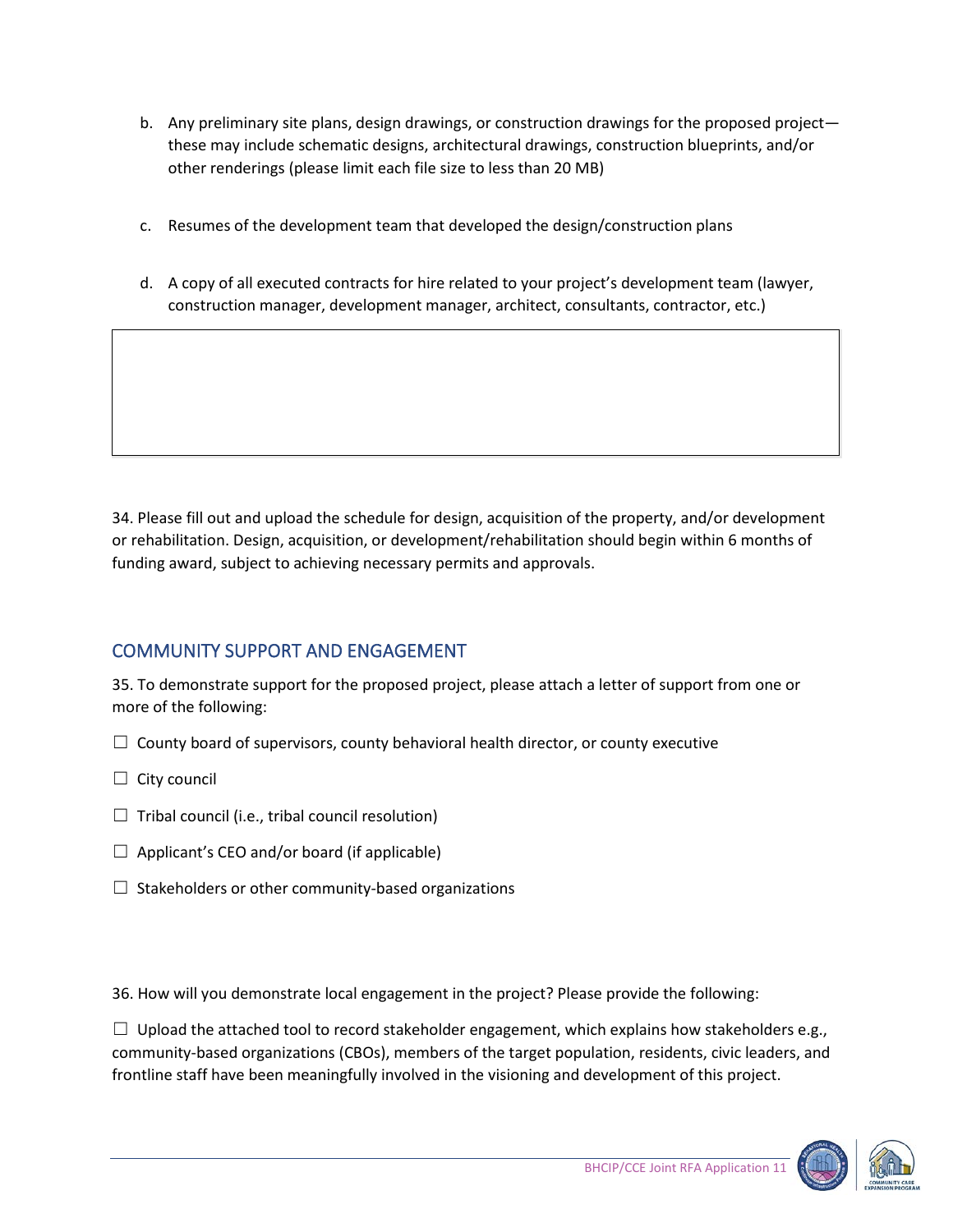b. Any preliminary site plans, design drawings, or construction drawings for the proposed project—these may include schematic designs, architectural drawings, construction blueprints, and/or other renderings (please limit each file size to less than 20 MB)

c. Resumes of the development team that developed the design/construction plans

d. A copy of all executed contracts for hire related to your project's development team (lawyer, construction manager, development manager, architect, consultants, contractor, etc.)

| |
|---|
| |

34. Please fill out and upload the schedule for design, acquisition of the property, and/or development or rehabilitation. Design, acquisition, or development/rehabilitation should begin within 6 months of funding award, subject to achieving necessary permits and approvals.

## COMMUNITY SUPPORT AND ENGAGEMENT

35. To demonstrate support for the proposed project, please attach a letter of support from one or more of the following:

☐ County board of supervisors, county behavioral health director, or county executive

☐ City council

☐ Tribal council (i.e., tribal council resolution)

☐ Applicant's CEO and/or board (if applicable)

☐ Stakeholders or other community-based organizations

36. How will you demonstrate local engagement in the project? Please provide the following:

☐ Upload the attached tool to record stakeholder engagement, which explains how stakeholders e.g., community-based organizations (CBOs), members of the target population, residents, civic leaders, and frontline staff have been meaningfully involved in the visioning and development of this project.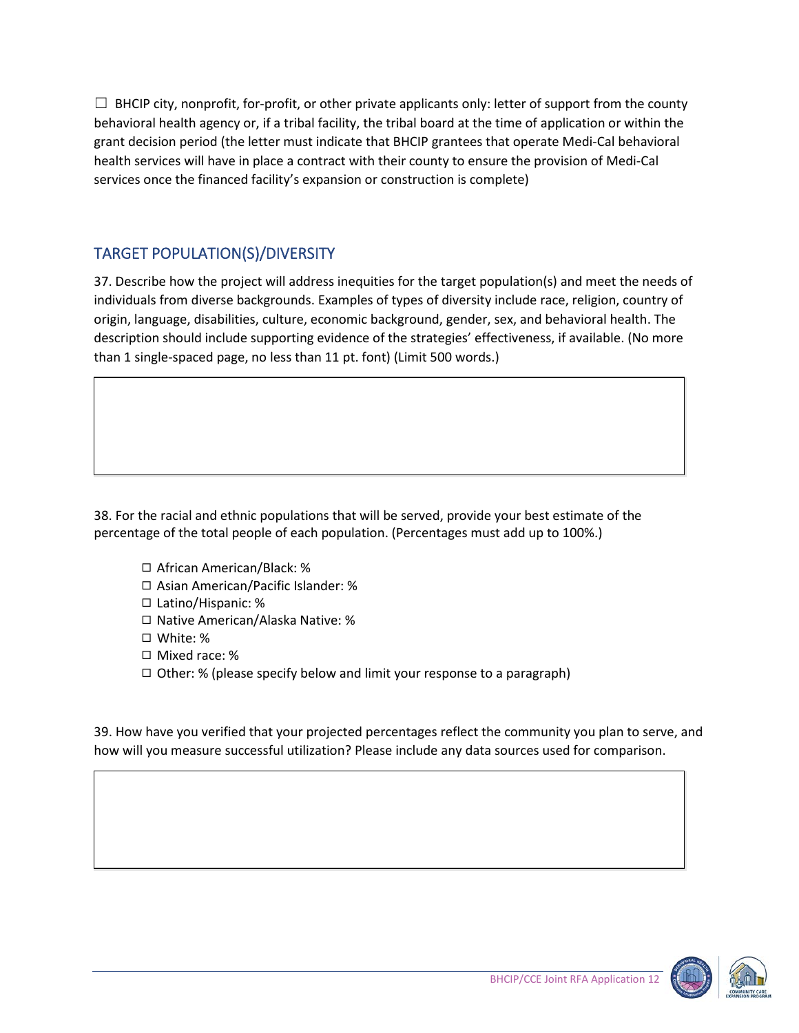☐ BHCIP city, nonprofit, for-profit, or other private applicants only: letter of support from the county behavioral health agency or, if a tribal facility, the tribal board at the time of application or within the grant decision period (the letter must indicate that BHCIP grantees that operate Medi-Cal behavioral health services will have in place a contract with their county to ensure the provision of Medi-Cal services once the financed facility's expansion or construction is complete)

## TARGET POPULATION(S)/DIVERSITY

37. Describe how the project will address inequities for the target population(s) and meet the needs of individuals from diverse backgrounds. Examples of types of diversity include race, religion, country of origin, language, disabilities, culture, economic background, gender, sex, and behavioral health. The description should include supporting evidence of the strategies' effectiveness, if available. (No more than 1 single-spaced page, no less than 11 pt. font) (Limit 500 words.)

38. For the racial and ethnic populations that will be served, provide your best estimate of the percentage of the total people of each population. (Percentages must add up to 100%.)

- ☐ African American/Black: %
- ☐ Asian American/Pacific Islander: %
- ☐ Latino/Hispanic: %
- ☐ Native American/Alaska Native: %
- ☐ White: %
- ☐ Mixed race: %
- ☐ Other: % (please specify below and limit your response to a paragraph)

39. How have you verified that your projected percentages reflect the community you plan to serve, and how will you measure successful utilization? Please include any data sources used for comparison.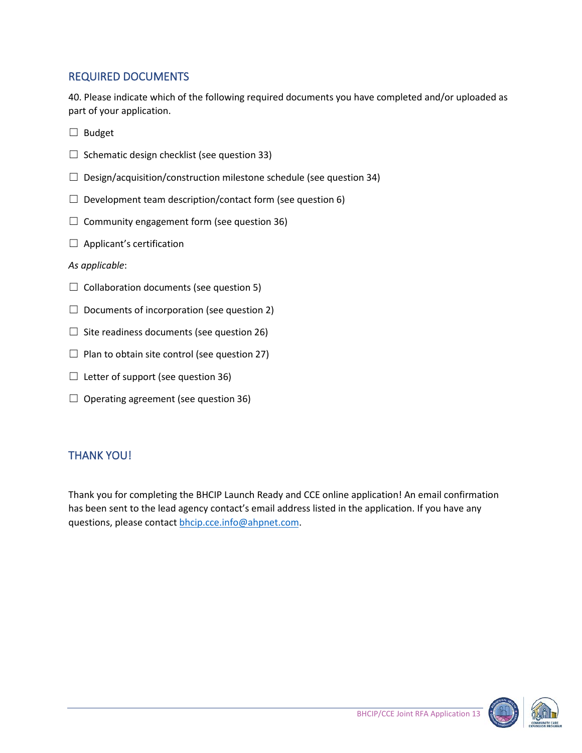## REQUIRED DOCUMENTS

40. Please indicate which of the following required documents you have completed and/or uploaded as part of your application.

☐ Budget

☐ Schematic design checklist (see question 33)

☐ Design/acquisition/construction milestone schedule (see question 34)

☐ Development team description/contact form (see question 6)

☐ Community engagement form (see question 36)

☐ Applicant's certification

*As applicable*:

☐ Collaboration documents (see question 5)

☐ Documents of incorporation (see question 2)

☐ Site readiness documents (see question 26)

☐ Plan to obtain site control (see question 27)

☐ Letter of support (see question 36)

☐ Operating agreement (see question 36)

## THANK YOU!

Thank you for completing the BHCIP Launch Ready and CCE online application! An email confirmation has been sent to the lead agency contact's email address listed in the application. If you have any questions, please contact bhcip.cce.info@ahpnet.com.